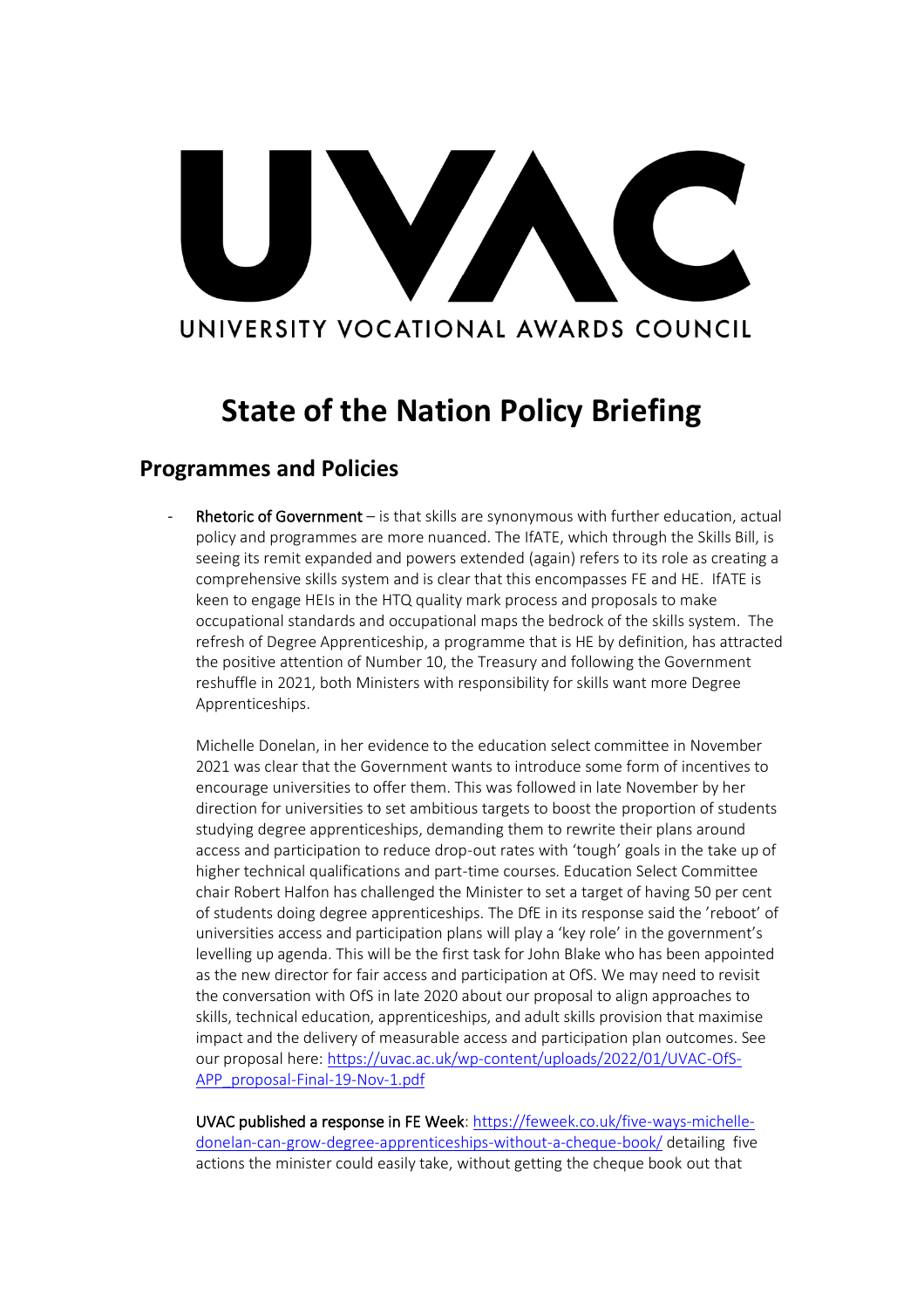UVAC

UNIVERSITY VOCATIONAL AWARDS COUNCIL

# State of the Nation Policy Briefing

## Programmes and Policies

- **Rhetoric of Government** – is that skills are synonymous with further education, actual policy and programmes are more nuanced. The IfATE, which through the Skills Bill, is seeing its remit expanded and powers extended (again) refers to its role as creating a comprehensive skills system and is clear that this encompasses FE and HE. IfATE is keen to engage HEIs in the HTQ quality mark process and proposals to make occupational standards and occupational maps the bedrock of the skills system. The refresh of Degree Apprenticeship, a programme that is HE by definition, has attracted the positive attention of Number 10, the Treasury and following the Government reshuffle in 2021, both Ministers with responsibility for skills want more Degree Apprenticeships.

  Michelle Donelan, in her evidence to the education select committee in November 2021 was clear that the Government wants to introduce some form of incentives to encourage universities to offer them. This was followed in late November by her direction for universities to set ambitious targets to boost the proportion of students studying degree apprenticeships, demanding them to rewrite their plans around access and participation to reduce drop-out rates with 'tough' goals in the take up of higher technical qualifications and part-time courses. Education Select Committee chair Robert Halfon has challenged the Minister to set a target of having 50 per cent of students doing degree apprenticeships. The DfE in its response said the 'reboot' of universities access and participation plans will play a 'key role' in the government's levelling up agenda. This will be the first task for John Blake who has been appointed as the new director for fair access and participation at OfS. We may need to revisit the conversation with OfS in late 2020 about our proposal to align approaches to skills, technical education, apprenticeships, and adult skills provision that maximise impact and the delivery of measurable access and participation plan outcomes. See our proposal here: https://uvac.ac.uk/wp-content/uploads/2022/01/UVAC-OfS-APP_proposal-Final-19-Nov-1.pdf

  **UVAC published a response in FE Week**: https://feweek.co.uk/five-ways-michelle-donelan-can-grow-degree-apprenticeships-without-a-cheque-book/ detailing five actions the minister could easily take, without getting the cheque book out that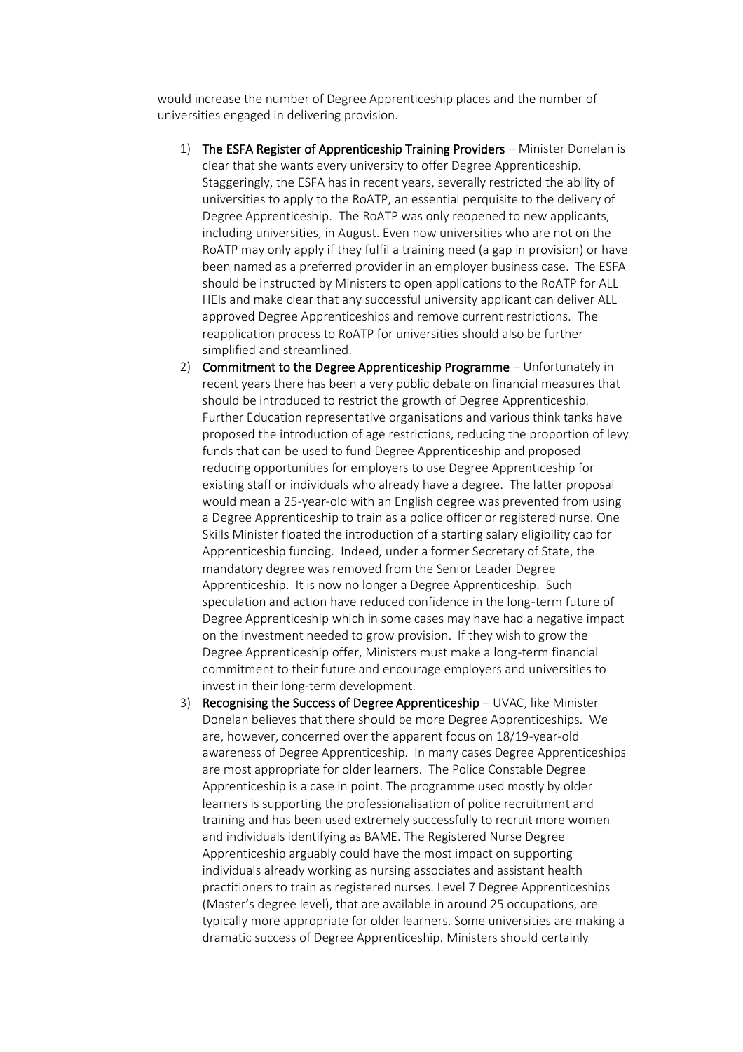would increase the number of Degree Apprenticeship places and the number of universities engaged in delivering provision.

1) **The ESFA Register of Apprenticeship Training Providers** – Minister Donelan is clear that she wants every university to offer Degree Apprenticeship. Staggeringly, the ESFA has in recent years, severally restricted the ability of universities to apply to the RoATP, an essential perquisite to the delivery of Degree Apprenticeship. The RoATP was only reopened to new applicants, including universities, in August. Even now universities who are not on the RoATP may only apply if they fulfil a training need (a gap in provision) or have been named as a preferred provider in an employer business case. The ESFA should be instructed by Ministers to open applications to the RoATP for ALL HEIs and make clear that any successful university applicant can deliver ALL approved Degree Apprenticeships and remove current restrictions. The reapplication process to RoATP for universities should also be further simplified and streamlined.
2) **Commitment to the Degree Apprenticeship Programme** – Unfortunately in recent years there has been a very public debate on financial measures that should be introduced to restrict the growth of Degree Apprenticeship. Further Education representative organisations and various think tanks have proposed the introduction of age restrictions, reducing the proportion of levy funds that can be used to fund Degree Apprenticeship and proposed reducing opportunities for employers to use Degree Apprenticeship for existing staff or individuals who already have a degree. The latter proposal would mean a 25-year-old with an English degree was prevented from using a Degree Apprenticeship to train as a police officer or registered nurse. One Skills Minister floated the introduction of a starting salary eligibility cap for Apprenticeship funding. Indeed, under a former Secretary of State, the mandatory degree was removed from the Senior Leader Degree Apprenticeship. It is now no longer a Degree Apprenticeship. Such speculation and action have reduced confidence in the long-term future of Degree Apprenticeship which in some cases may have had a negative impact on the investment needed to grow provision. If they wish to grow the Degree Apprenticeship offer, Ministers must make a long-term financial commitment to their future and encourage employers and universities to invest in their long-term development.
3) **Recognising the Success of Degree Apprenticeship** – UVAC, like Minister Donelan believes that there should be more Degree Apprenticeships. We are, however, concerned over the apparent focus on 18/19-year-old awareness of Degree Apprenticeship. In many cases Degree Apprenticeships are most appropriate for older learners. The Police Constable Degree Apprenticeship is a case in point. The programme used mostly by older learners is supporting the professionalisation of police recruitment and training and has been used extremely successfully to recruit more women and individuals identifying as BAME. The Registered Nurse Degree Apprenticeship arguably could have the most impact on supporting individuals already working as nursing associates and assistant health practitioners to train as registered nurses. Level 7 Degree Apprenticeships (Master's degree level), that are available in around 25 occupations, are typically more appropriate for older learners. Some universities are making a dramatic success of Degree Apprenticeship. Ministers should certainly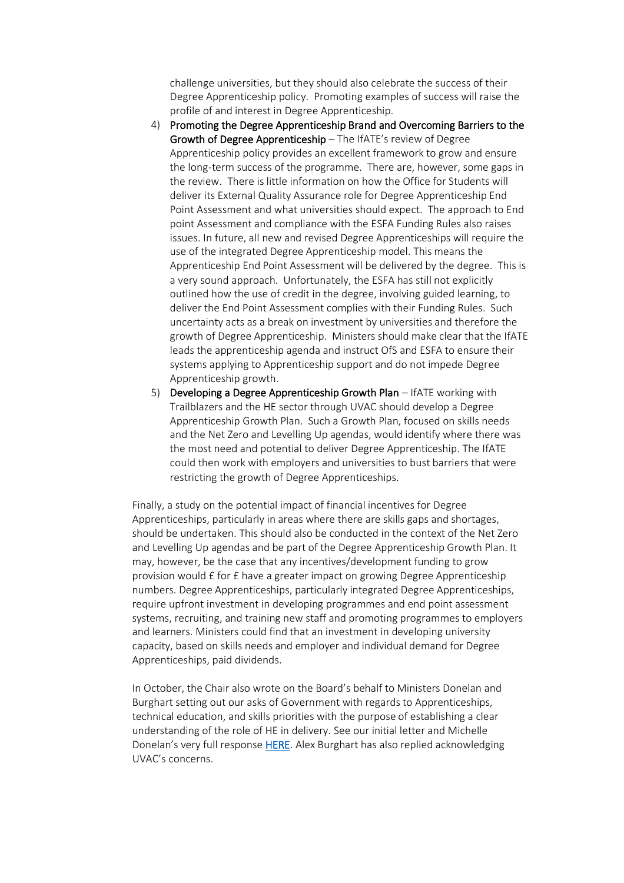challenge universities, but they should also celebrate the success of their Degree Apprenticeship policy. Promoting examples of success will raise the profile of and interest in Degree Apprenticeship.

4) **Promoting the Degree Apprenticeship Brand and Overcoming Barriers to the Growth of Degree Apprenticeship** – The IfATE's review of Degree Apprenticeship policy provides an excellent framework to grow and ensure the long-term success of the programme. There are, however, some gaps in the review. There is little information on how the Office for Students will deliver its External Quality Assurance role for Degree Apprenticeship End Point Assessment and what universities should expect. The approach to End point Assessment and compliance with the ESFA Funding Rules also raises issues. In future, all new and revised Degree Apprenticeships will require the use of the integrated Degree Apprenticeship model. This means the Apprenticeship End Point Assessment will be delivered by the degree. This is a very sound approach. Unfortunately, the ESFA has still not explicitly outlined how the use of credit in the degree, involving guided learning, to deliver the End Point Assessment complies with their Funding Rules. Such uncertainty acts as a break on investment by universities and therefore the growth of Degree Apprenticeship. Ministers should make clear that the IfATE leads the apprenticeship agenda and instruct OfS and ESFA to ensure their systems applying to Apprenticeship support and do not impede Degree Apprenticeship growth.
5) **Developing a Degree Apprenticeship Growth Plan** – IfATE working with Trailblazers and the HE sector through UVAC should develop a Degree Apprenticeship Growth Plan. Such a Growth Plan, focused on skills needs and the Net Zero and Levelling Up agendas, would identify where there was the most need and potential to deliver Degree Apprenticeship. The IfATE could then work with employers and universities to bust barriers that were restricting the growth of Degree Apprenticeships.

Finally, a study on the potential impact of financial incentives for Degree Apprenticeships, particularly in areas where there are skills gaps and shortages, should be undertaken. This should also be conducted in the context of the Net Zero and Levelling Up agendas and be part of the Degree Apprenticeship Growth Plan. It may, however, be the case that any incentives/development funding to grow provision would £ for £ have a greater impact on growing Degree Apprenticeship numbers. Degree Apprenticeships, particularly integrated Degree Apprenticeships, require upfront investment in developing programmes and end point assessment systems, recruiting, and training new staff and promoting programmes to employers and learners. Ministers could find that an investment in developing university capacity, based on skills needs and employer and individual demand for Degree Apprenticeships, paid dividends.

In October, the Chair also wrote on the Board's behalf to Ministers Donelan and Burghart setting out our asks of Government with regards to Apprenticeships, technical education, and skills priorities with the purpose of establishing a clear understanding of the role of HE in delivery. See our initial letter and Michelle Donelan's very full response HERE. Alex Burghart has also replied acknowledging UVAC's concerns.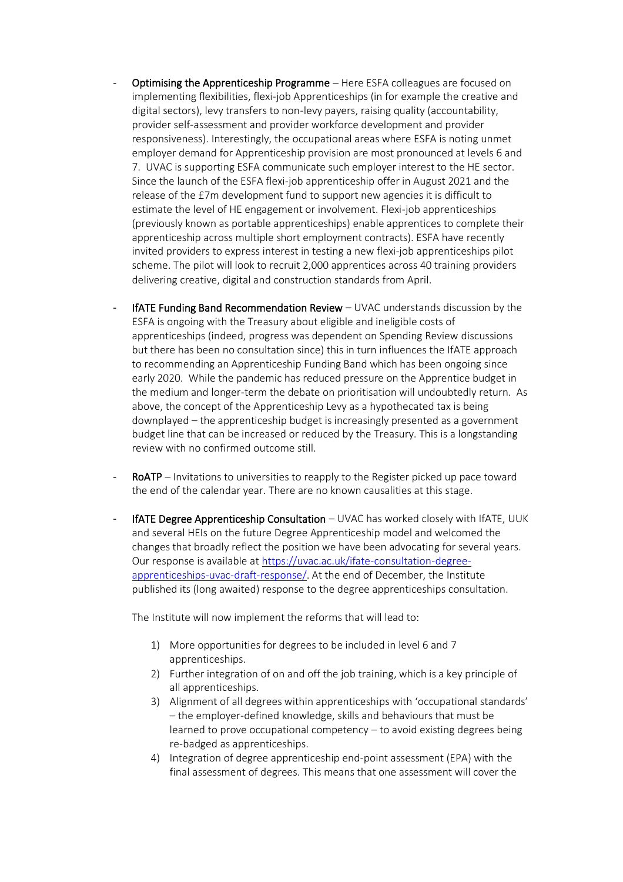- **Optimising the Apprenticeship Programme** – Here ESFA colleagues are focused on implementing flexibilities, flexi-job Apprenticeships (in for example the creative and digital sectors), levy transfers to non-levy payers, raising quality (accountability, provider self-assessment and provider workforce development and provider responsiveness). Interestingly, the occupational areas where ESFA is noting unmet employer demand for Apprenticeship provision are most pronounced at levels 6 and 7. UVAC is supporting ESFA communicate such employer interest to the HE sector. Since the launch of the ESFA flexi-job apprenticeship offer in August 2021 and the release of the £7m development fund to support new agencies it is difficult to estimate the level of HE engagement or involvement. Flexi-job apprenticeships (previously known as portable apprenticeships) enable apprentices to complete their apprenticeship across multiple short employment contracts). ESFA have recently invited providers to express interest in testing a new flexi-job apprenticeships pilot scheme. The pilot will look to recruit 2,000 apprentices across 40 training providers delivering creative, digital and construction standards from April.

- **IfATE Funding Band Recommendation Review** – UVAC understands discussion by the ESFA is ongoing with the Treasury about eligible and ineligible costs of apprenticeships (indeed, progress was dependent on Spending Review discussions but there has been no consultation since) this in turn influences the IfATE approach to recommending an Apprenticeship Funding Band which has been ongoing since early 2020. While the pandemic has reduced pressure on the Apprentice budget in the medium and longer-term the debate on prioritisation will undoubtedly return. As above, the concept of the Apprenticeship Levy as a hypothecated tax is being downplayed – the apprenticeship budget is increasingly presented as a government budget line that can be increased or reduced by the Treasury. This is a longstanding review with no confirmed outcome still.

- **RoATP** – Invitations to universities to reapply to the Register picked up pace toward the end of the calendar year. There are no known causalities at this stage.

- **IfATE Degree Apprenticeship Consultation** – UVAC has worked closely with IfATE, UUK and several HEIs on the future Degree Apprenticeship model and welcomed the changes that broadly reflect the position we have been advocating for several years. Our response is available at https://uvac.ac.uk/ifate-consultation-degree-apprenticeships-uvac-draft-response/. At the end of December, the Institute published its (long awaited) response to the degree apprenticeships consultation.

  The Institute will now implement the reforms that will lead to:

  1) More opportunities for degrees to be included in level 6 and 7 apprenticeships.
  2) Further integration of on and off the job training, which is a key principle of all apprenticeships.
  3) Alignment of all degrees within apprenticeships with 'occupational standards' – the employer-defined knowledge, skills and behaviours that must be learned to prove occupational competency – to avoid existing degrees being re-badged as apprenticeships.
  4) Integration of degree apprenticeship end-point assessment (EPA) with the final assessment of degrees. This means that one assessment will cover the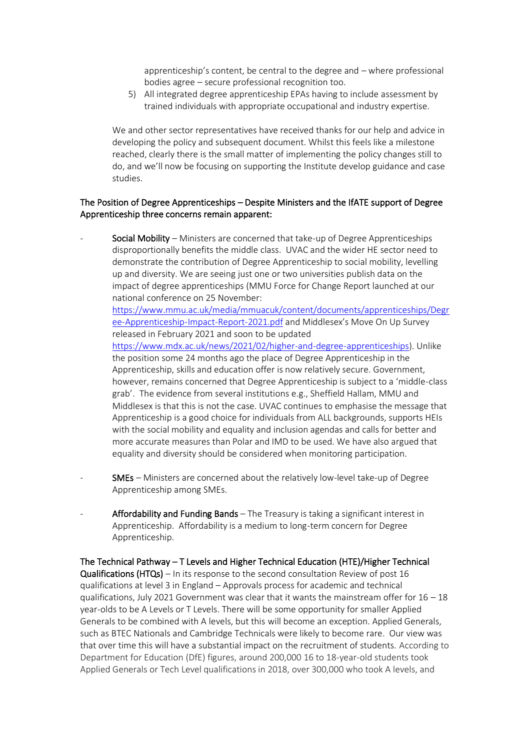apprenticeship's content, be central to the degree and – where professional bodies agree – secure professional recognition too.

5) All integrated degree apprenticeship EPAs having to include assessment by trained individuals with appropriate occupational and industry expertise.

We and other sector representatives have received thanks for our help and advice in developing the policy and subsequent document. Whilst this feels like a milestone reached, clearly there is the small matter of implementing the policy changes still to do, and we'll now be focusing on supporting the Institute develop guidance and case studies.

**The Position of Degree Apprenticeships – Despite Ministers and the IfATE support of Degree Apprenticeship three concerns remain apparent:**

- **Social Mobility** – Ministers are concerned that take-up of Degree Apprenticeships disproportionally benefits the middle class. UVAC and the wider HE sector need to demonstrate the contribution of Degree Apprenticeship to social mobility, levelling up and diversity. We are seeing just one or two universities publish data on the impact of degree apprenticeships (MMU Force for Change Report launched at our national conference on 25 November: https://www.mmu.ac.uk/media/mmuacuk/content/documents/apprenticeships/Degree-Apprenticeship-Impact-Report-2021.pdf and Middlesex's Move On Up Survey released in February 2021 and soon to be updated https://www.mdx.ac.uk/news/2021/02/higher-and-degree-apprenticeships). Unlike the position some 24 months ago the place of Degree Apprenticeship in the Apprenticeship, skills and education offer is now relatively secure. Government, however, remains concerned that Degree Apprenticeship is subject to a 'middle-class grab'. The evidence from several institutions e.g., Sheffield Hallam, MMU and Middlesex is that this is not the case. UVAC continues to emphasise the message that Apprenticeship is a good choice for individuals from ALL backgrounds, supports HEIs with the social mobility and equality and inclusion agendas and calls for better and more accurate measures than Polar and IMD to be used. We have also argued that equality and diversity should be considered when monitoring participation.

- **SMEs** – Ministers are concerned about the relatively low-level take-up of Degree Apprenticeship among SMEs.

- **Affordability and Funding Bands** – The Treasury is taking a significant interest in Apprenticeship. Affordability is a medium to long-term concern for Degree Apprenticeship.

**The Technical Pathway – T Levels and Higher Technical Education (HTE)/Higher Technical Qualifications (HTQs)** – In its response to the second consultation Review of post 16 qualifications at level 3 in England – Approvals process for academic and technical qualifications, July 2021 Government was clear that it wants the mainstream offer for 16 – 18 year-olds to be A Levels or T Levels. There will be some opportunity for smaller Applied Generals to be combined with A levels, but this will become an exception. Applied Generals, such as BTEC Nationals and Cambridge Technicals were likely to become rare. Our view was that over time this will have a substantial impact on the recruitment of students. According to Department for Education (DfE) figures, around 200,000 16 to 18-year-old students took Applied Generals or Tech Level qualifications in 2018, over 300,000 who took A levels, and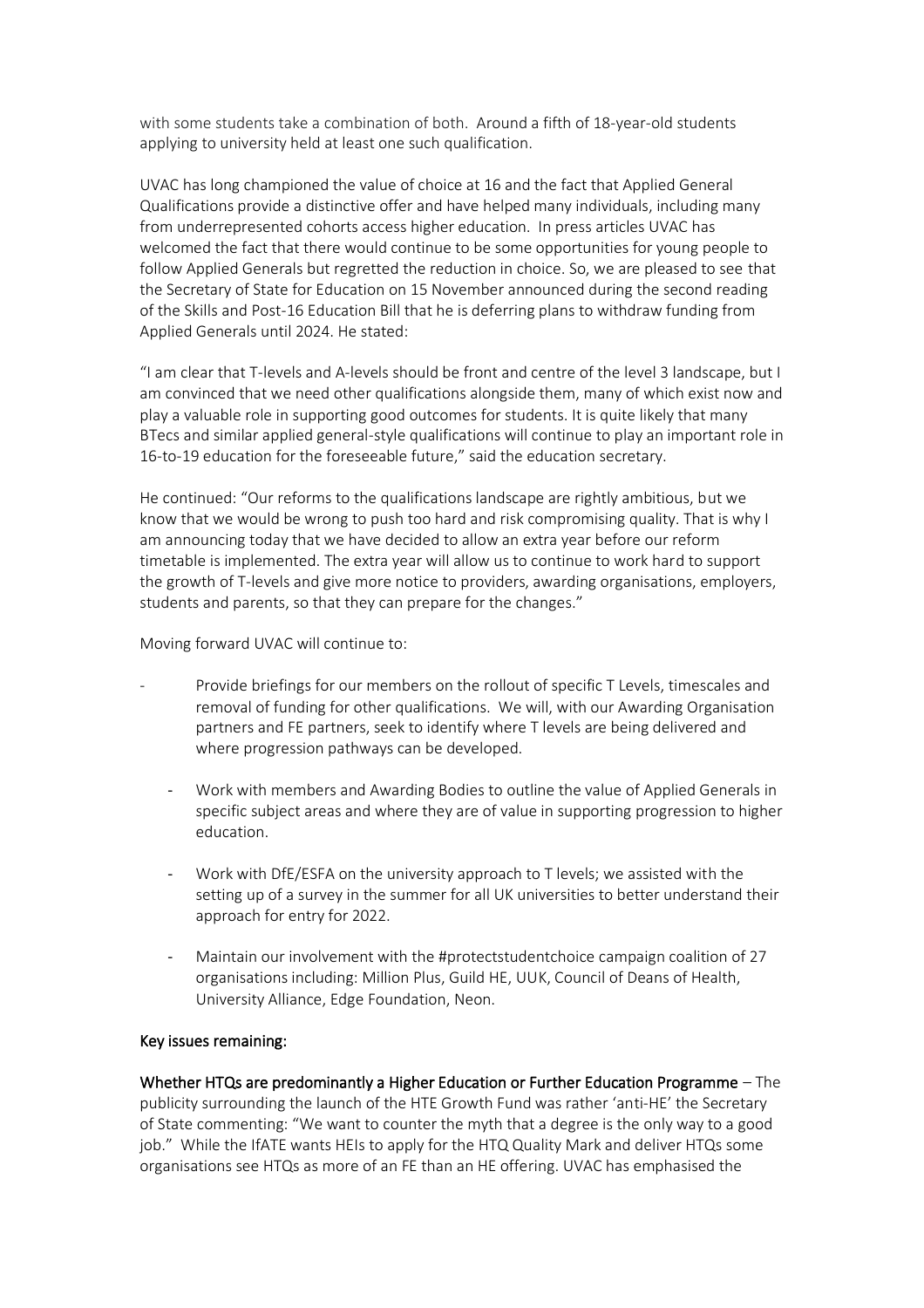with some students take a combination of both. Around a fifth of 18-year-old students applying to university held at least one such qualification.

UVAC has long championed the value of choice at 16 and the fact that Applied General Qualifications provide a distinctive offer and have helped many individuals, including many from underrepresented cohorts access higher education. In press articles UVAC has welcomed the fact that there would continue to be some opportunities for young people to follow Applied Generals but regretted the reduction in choice. So, we are pleased to see that the Secretary of State for Education on 15 November announced during the second reading of the Skills and Post-16 Education Bill that he is deferring plans to withdraw funding from Applied Generals until 2024. He stated:

"I am clear that T-levels and A-levels should be front and centre of the level 3 landscape, but I am convinced that we need other qualifications alongside them, many of which exist now and play a valuable role in supporting good outcomes for students. It is quite likely that many BTecs and similar applied general-style qualifications will continue to play an important role in 16-to-19 education for the foreseeable future," said the education secretary.

He continued: "Our reforms to the qualifications landscape are rightly ambitious, but we know that we would be wrong to push too hard and risk compromising quality. That is why I am announcing today that we have decided to allow an extra year before our reform timetable is implemented. The extra year will allow us to continue to work hard to support the growth of T-levels and give more notice to providers, awarding organisations, employers, students and parents, so that they can prepare for the changes."

Moving forward UVAC will continue to:

- Provide briefings for our members on the rollout of specific T Levels, timescales and removal of funding for other qualifications. We will, with our Awarding Organisation partners and FE partners, seek to identify where T levels are being delivered and where progression pathways can be developed.
- Work with members and Awarding Bodies to outline the value of Applied Generals in specific subject areas and where they are of value in supporting progression to higher education.
- Work with DfE/ESFA on the university approach to T levels; we assisted with the setting up of a survey in the summer for all UK universities to better understand their approach for entry for 2022.
- Maintain our involvement with the #protectstudentchoice campaign coalition of 27 organisations including: Million Plus, Guild HE, UUK, Council of Deans of Health, University Alliance, Edge Foundation, Neon.

## Key issues remaining:

**Whether HTQs are predominantly a Higher Education or Further Education Programme** – The publicity surrounding the launch of the HTE Growth Fund was rather 'anti-HE' the Secretary of State commenting: "We want to counter the myth that a degree is the only way to a good job." While the IfATE wants HEIs to apply for the HTQ Quality Mark and deliver HTQs some organisations see HTQs as more of an FE than an HE offering. UVAC has emphasised the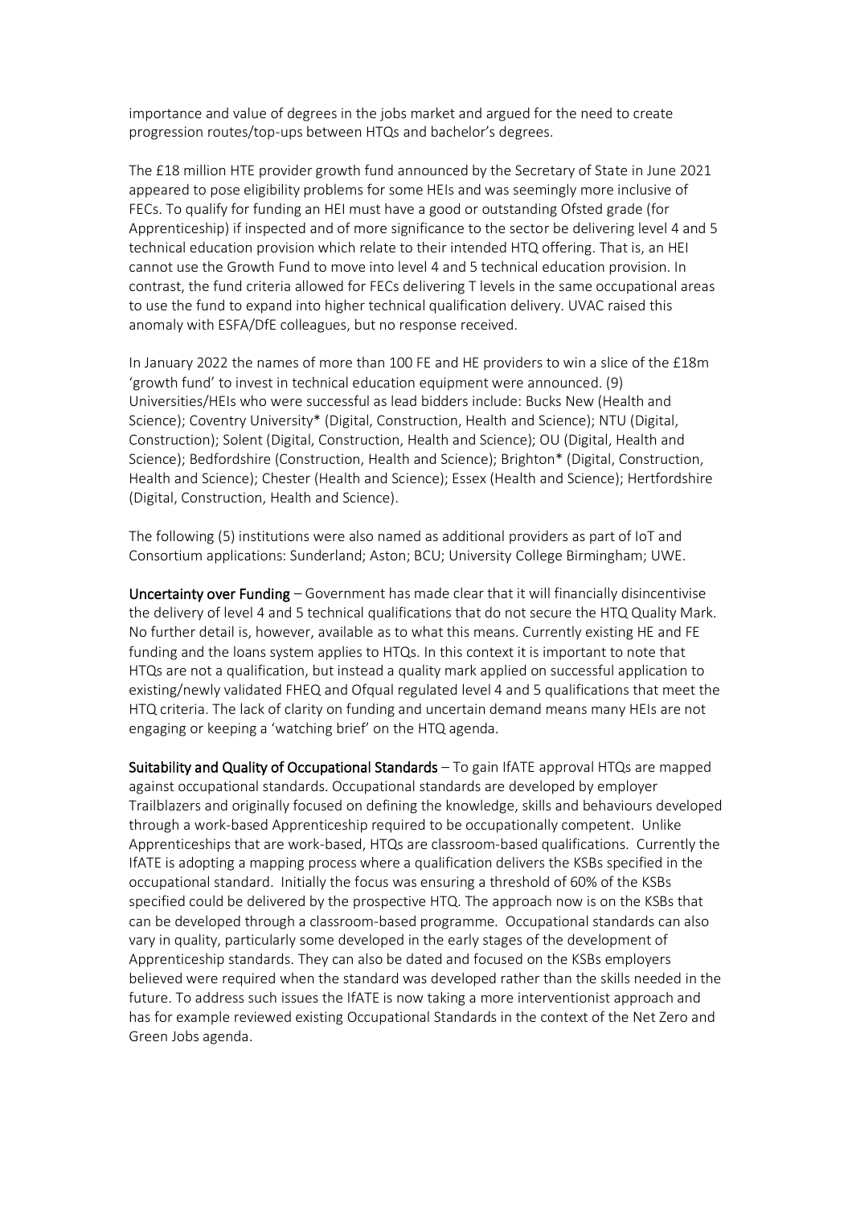importance and value of degrees in the jobs market and argued for the need to create progression routes/top-ups between HTQs and bachelor's degrees.

The £18 million HTE provider growth fund announced by the Secretary of State in June 2021 appeared to pose eligibility problems for some HEIs and was seemingly more inclusive of FECs. To qualify for funding an HEI must have a good or outstanding Ofsted grade (for Apprenticeship) if inspected and of more significance to the sector be delivering level 4 and 5 technical education provision which relate to their intended HTQ offering. That is, an HEI cannot use the Growth Fund to move into level 4 and 5 technical education provision. In contrast, the fund criteria allowed for FECs delivering T levels in the same occupational areas to use the fund to expand into higher technical qualification delivery. UVAC raised this anomaly with ESFA/DfE colleagues, but no response received.

In January 2022 the names of more than 100 FE and HE providers to win a slice of the £18m 'growth fund' to invest in technical education equipment were announced. (9) Universities/HEIs who were successful as lead bidders include: Bucks New (Health and Science); Coventry University* (Digital, Construction, Health and Science); NTU (Digital, Construction); Solent (Digital, Construction, Health and Science); OU (Digital, Health and Science); Bedfordshire (Construction, Health and Science); Brighton* (Digital, Construction, Health and Science); Chester (Health and Science); Essex (Health and Science); Hertfordshire (Digital, Construction, Health and Science).

The following (5) institutions were also named as additional providers as part of IoT and Consortium applications: Sunderland; Aston; BCU; University College Birmingham; UWE.

**Uncertainty over Funding** – Government has made clear that it will financially disincentivise the delivery of level 4 and 5 technical qualifications that do not secure the HTQ Quality Mark. No further detail is, however, available as to what this means. Currently existing HE and FE funding and the loans system applies to HTQs. In this context it is important to note that HTQs are not a qualification, but instead a quality mark applied on successful application to existing/newly validated FHEQ and Ofqual regulated level 4 and 5 qualifications that meet the HTQ criteria. The lack of clarity on funding and uncertain demand means many HEIs are not engaging or keeping a 'watching brief' on the HTQ agenda.

**Suitability and Quality of Occupational Standards** – To gain IfATE approval HTQs are mapped against occupational standards. Occupational standards are developed by employer Trailblazers and originally focused on defining the knowledge, skills and behaviours developed through a work-based Apprenticeship required to be occupationally competent. Unlike Apprenticeships that are work-based, HTQs are classroom-based qualifications. Currently the IfATE is adopting a mapping process where a qualification delivers the KSBs specified in the occupational standard. Initially the focus was ensuring a threshold of 60% of the KSBs specified could be delivered by the prospective HTQ. The approach now is on the KSBs that can be developed through a classroom-based programme. Occupational standards can also vary in quality, particularly some developed in the early stages of the development of Apprenticeship standards. They can also be dated and focused on the KSBs employers believed were required when the standard was developed rather than the skills needed in the future. To address such issues the IfATE is now taking a more interventionist approach and has for example reviewed existing Occupational Standards in the context of the Net Zero and Green Jobs agenda.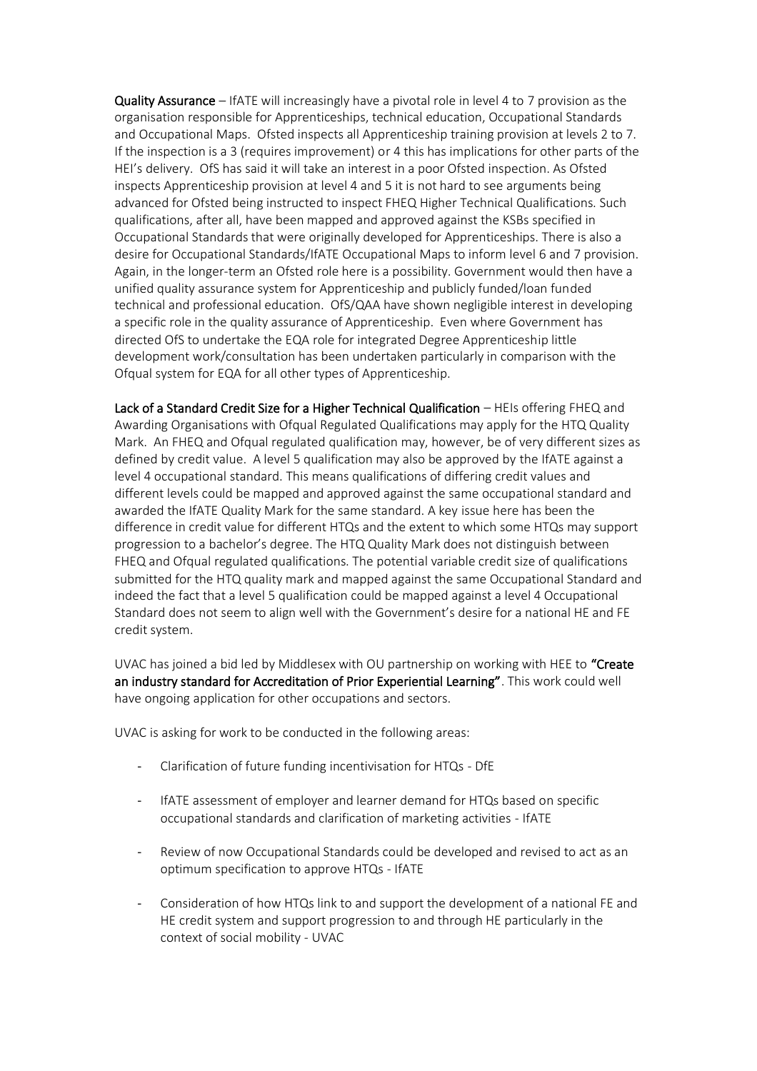**Quality Assurance** – IfATE will increasingly have a pivotal role in level 4 to 7 provision as the organisation responsible for Apprenticeships, technical education, Occupational Standards and Occupational Maps. Ofsted inspects all Apprenticeship training provision at levels 2 to 7. If the inspection is a 3 (requires improvement) or 4 this has implications for other parts of the HEI's delivery. OfS has said it will take an interest in a poor Ofsted inspection. As Ofsted inspects Apprenticeship provision at level 4 and 5 it is not hard to see arguments being advanced for Ofsted being instructed to inspect FHEQ Higher Technical Qualifications. Such qualifications, after all, have been mapped and approved against the KSBs specified in Occupational Standards that were originally developed for Apprenticeships. There is also a desire for Occupational Standards/IfATE Occupational Maps to inform level 6 and 7 provision. Again, in the longer-term an Ofsted role here is a possibility. Government would then have a unified quality assurance system for Apprenticeship and publicly funded/loan funded technical and professional education. OfS/QAA have shown negligible interest in developing a specific role in the quality assurance of Apprenticeship. Even where Government has directed OfS to undertake the EQA role for integrated Degree Apprenticeship little development work/consultation has been undertaken particularly in comparison with the Ofqual system for EQA for all other types of Apprenticeship.

**Lack of a Standard Credit Size for a Higher Technical Qualification** – HEIs offering FHEQ and Awarding Organisations with Ofqual Regulated Qualifications may apply for the HTQ Quality Mark. An FHEQ and Ofqual regulated qualification may, however, be of very different sizes as defined by credit value. A level 5 qualification may also be approved by the IfATE against a level 4 occupational standard. This means qualifications of differing credit values and different levels could be mapped and approved against the same occupational standard and awarded the IfATE Quality Mark for the same standard. A key issue here has been the difference in credit value for different HTQs and the extent to which some HTQs may support progression to a bachelor's degree. The HTQ Quality Mark does not distinguish between FHEQ and Ofqual regulated qualifications. The potential variable credit size of qualifications submitted for the HTQ quality mark and mapped against the same Occupational Standard and indeed the fact that a level 5 qualification could be mapped against a level 4 Occupational Standard does not seem to align well with the Government's desire for a national HE and FE credit system.

UVAC has joined a bid led by Middlesex with OU partnership on working with HEE to **"Create an industry standard for Accreditation of Prior Experiential Learning"**. This work could well have ongoing application for other occupations and sectors.

UVAC is asking for work to be conducted in the following areas:

- Clarification of future funding incentivisation for HTQs - DfE
- IfATE assessment of employer and learner demand for HTQs based on specific occupational standards and clarification of marketing activities - IfATE
- Review of now Occupational Standards could be developed and revised to act as an optimum specification to approve HTQs - IfATE
- Consideration of how HTQs link to and support the development of a national FE and HE credit system and support progression to and through HE particularly in the context of social mobility - UVAC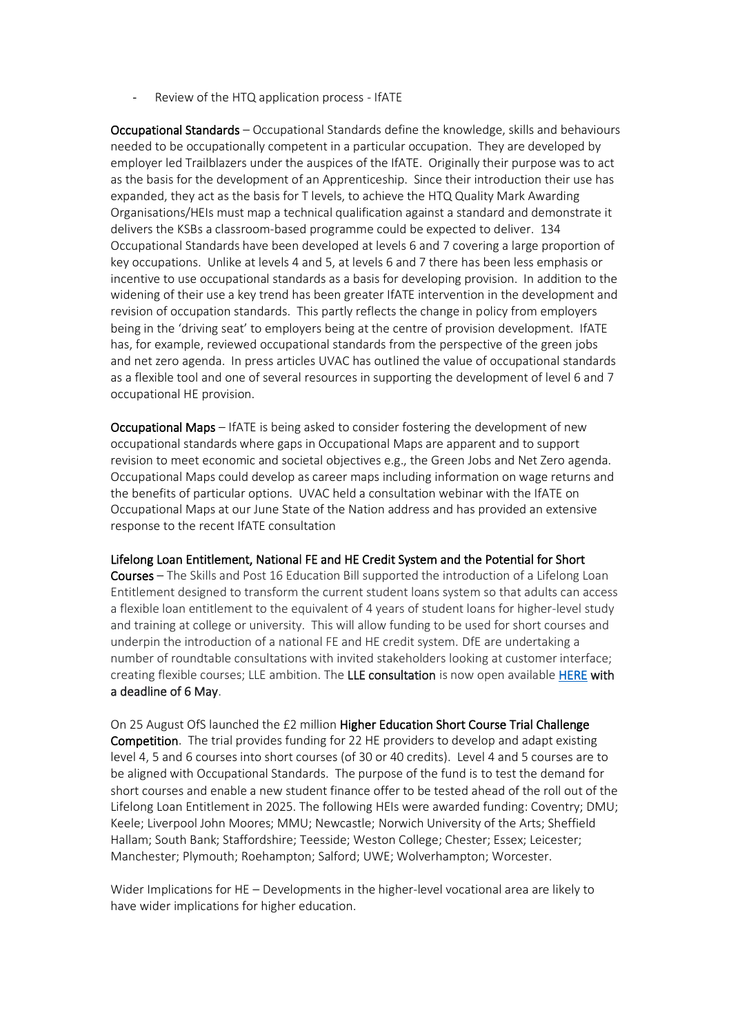- Review of the HTQ application process - IfATE

**Occupational Standards** – Occupational Standards define the knowledge, skills and behaviours needed to be occupationally competent in a particular occupation. They are developed by employer led Trailblazers under the auspices of the IfATE. Originally their purpose was to act as the basis for the development of an Apprenticeship. Since their introduction their use has expanded, they act as the basis for T levels, to achieve the HTQ Quality Mark Awarding Organisations/HEIs must map a technical qualification against a standard and demonstrate it delivers the KSBs a classroom-based programme could be expected to deliver. 134 Occupational Standards have been developed at levels 6 and 7 covering a large proportion of key occupations. Unlike at levels 4 and 5, at levels 6 and 7 there has been less emphasis or incentive to use occupational standards as a basis for developing provision. In addition to the widening of their use a key trend has been greater IfATE intervention in the development and revision of occupation standards. This partly reflects the change in policy from employers being in the 'driving seat' to employers being at the centre of provision development. IfATE has, for example, reviewed occupational standards from the perspective of the green jobs and net zero agenda. In press articles UVAC has outlined the value of occupational standards as a flexible tool and one of several resources in supporting the development of level 6 and 7 occupational HE provision.

**Occupational Maps** – IfATE is being asked to consider fostering the development of new occupational standards where gaps in Occupational Maps are apparent and to support revision to meet economic and societal objectives e.g., the Green Jobs and Net Zero agenda. Occupational Maps could develop as career maps including information on wage returns and the benefits of particular options. UVAC held a consultation webinar with the IfATE on Occupational Maps at our June State of the Nation address and has provided an extensive response to the recent IfATE consultation

**Lifelong Loan Entitlement, National FE and HE Credit System and the Potential for Short Courses** – The Skills and Post 16 Education Bill supported the introduction of a Lifelong Loan Entitlement designed to transform the current student loans system so that adults can access a flexible loan entitlement to the equivalent of 4 years of student loans for higher-level study and training at college or university. This will allow funding to be used for short courses and underpin the introduction of a national FE and HE credit system. DfE are undertaking a number of roundtable consultations with invited stakeholders looking at customer interface; creating flexible courses; LLE ambition. The **LLE consultation** is now open available [HERE](HERE) **with a deadline of 6 May**.

On 25 August OfS launched the £2 million **Higher Education Short Course Trial Challenge Competition**. The trial provides funding for 22 HE providers to develop and adapt existing level 4, 5 and 6 courses into short courses (of 30 or 40 credits). Level 4 and 5 courses are to be aligned with Occupational Standards. The purpose of the fund is to test the demand for short courses and enable a new student finance offer to be tested ahead of the roll out of the Lifelong Loan Entitlement in 2025. The following HEIs were awarded funding: Coventry; DMU; Keele; Liverpool John Moores; MMU; Newcastle; Norwich University of the Arts; Sheffield Hallam; South Bank; Staffordshire; Teesside; Weston College; Chester; Essex; Leicester; Manchester; Plymouth; Roehampton; Salford; UWE; Wolverhampton; Worcester.

Wider Implications for HE – Developments in the higher-level vocational area are likely to have wider implications for higher education.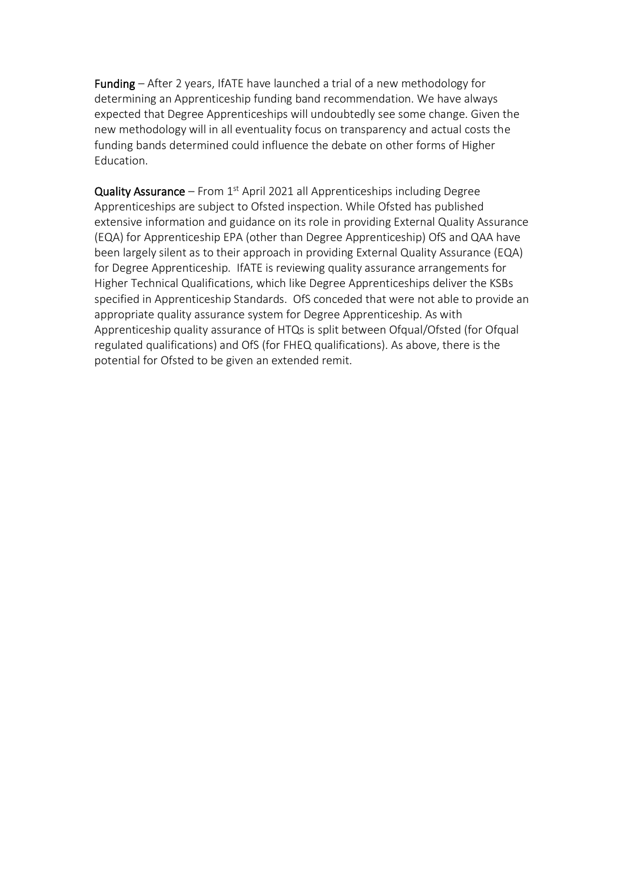**Funding** – After 2 years, IfATE have launched a trial of a new methodology for determining an Apprenticeship funding band recommendation. We have always expected that Degree Apprenticeships will undoubtedly see some change. Given the new methodology will in all eventuality focus on transparency and actual costs the funding bands determined could influence the debate on other forms of Higher Education.

**Quality Assurance** – From 1st April 2021 all Apprenticeships including Degree Apprenticeships are subject to Ofsted inspection. While Ofsted has published extensive information and guidance on its role in providing External Quality Assurance (EQA) for Apprenticeship EPA (other than Degree Apprenticeship) OfS and QAA have been largely silent as to their approach in providing External Quality Assurance (EQA) for Degree Apprenticeship. IfATE is reviewing quality assurance arrangements for Higher Technical Qualifications, which like Degree Apprenticeships deliver the KSBs specified in Apprenticeship Standards. OfS conceded that were not able to provide an appropriate quality assurance system for Degree Apprenticeship. As with Apprenticeship quality assurance of HTQs is split between Ofqual/Ofsted (for Ofqual regulated qualifications) and OfS (for FHEQ qualifications). As above, there is the potential for Ofsted to be given an extended remit.